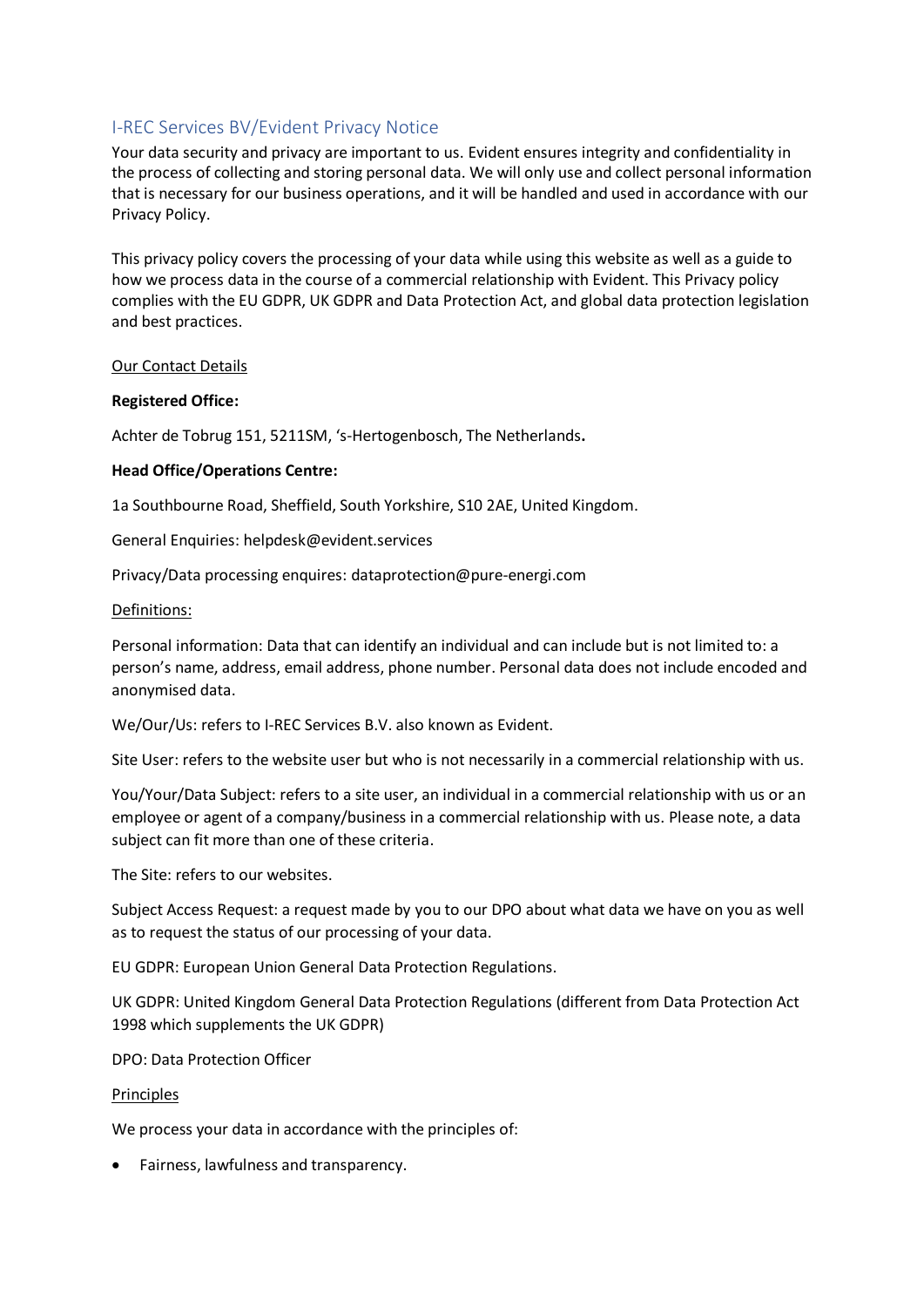# I-REC Services BV/Evident Privacy Notice

Your data security and privacy are important to us. Evident ensures integrity and confidentiality in the process of collecting and storing personal data. We will only use and collect personal information that is necessary for our business operations, and it will be handled and used in accordance with our Privacy Policy.

This privacy policy covers the processing of your data while using this website as well as a guide to how we process data in the course of a commercial relationship with Evident. This Privacy policy complies with the EU GDPR, UK GDPR and Data Protection Act, and global data protection legislation and best practices.

## Our Contact Details

**Registered Office:**

Achter de Tobrug 151, 5211SM, ‘s-Hertogenbosch, The Netherlands**.**

**Head Office/Operations Centre:**

1a Southbourne Road, Sheffield, South Yorkshire, S10 2AE, United Kingdom.

General Enquiries: helpdesk@evident.services

Privacy/Data processing enquires: dataprotection@pure-energi.com

## Definitions:

Personal information: Data that can identify an individual and can include but is not limited to: a person’s name, address, email address, phone number. Personal data does not include encoded and anonymised data.

We/Our/Us: refers to I-REC Services B.V. also known as Evident.

Site User: refers to the website user but who is not necessarily in a commercial relationship with us.

You/Your/Data Subject: refers to a site user, an individual in a commercial relationship with us or an employee or agent of a company/business in a commercial relationship with us. Please note, a data subject can fit more than one of these criteria.

The Site: refers to our websites.

Subject Access Request: a request made by you to our DPO about what data we have on you as well as to request the status of our processing of your data.

EU GDPR: European Union General Data Protection Regulations.

UK GDPR: United Kingdom General Data Protection Regulations (different from Data Protection Act 1998 which supplements the UK GDPR)

DPO: Data Protection Officer

## Principles

We process your data in accordance with the principles of:

- Fairness, lawfulness and transparency.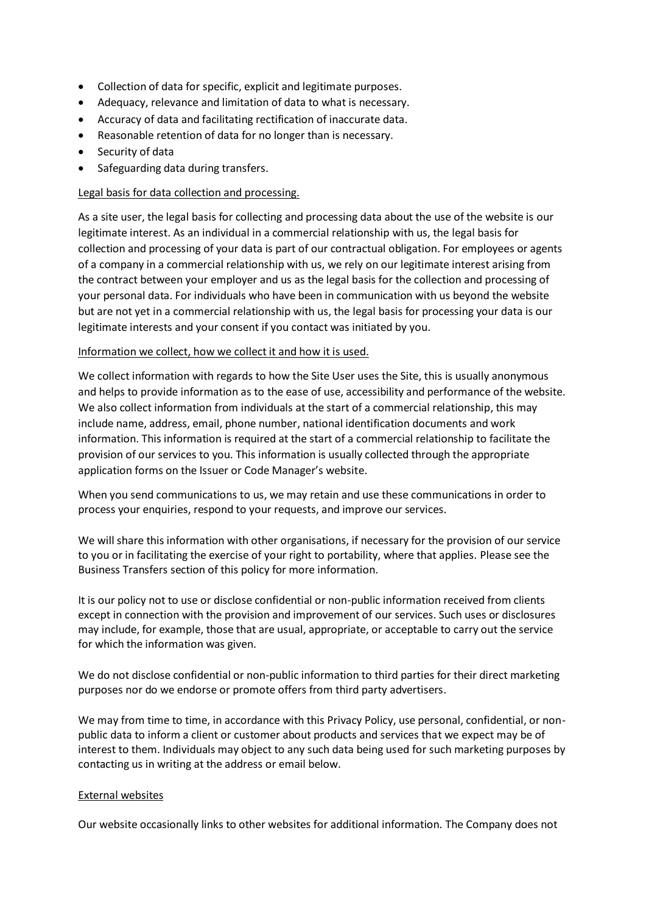- Collection of data for specific, explicit and legitimate purposes.
- Adequacy, relevance and limitation of data to what is necessary.
- Accuracy of data and facilitating rectification of inaccurate data.
- Reasonable retention of data for no longer than is necessary.
- Security of data
- Safeguarding data during transfers.

<u>Legal basis for data collection and processing.</u>

As a site user, the legal basis for collecting and processing data about the use of the website is our legitimate interest. As an individual in a commercial relationship with us, the legal basis for collection and processing of your data is part of our contractual obligation. For employees or agents of a company in a commercial relationship with us, we rely on our legitimate interest arising from the contract between your employer and us as the legal basis for the collection and processing of your personal data. For individuals who have been in communication with us beyond the website but are not yet in a commercial relationship with us, the legal basis for processing your data is our legitimate interests and your consent if you contact was initiated by you.

<u>Information we collect, how we collect it and how it is used.</u>

We collect information with regards to how the Site User uses the Site, this is usually anonymous and helps to provide information as to the ease of use, accessibility and performance of the website. We also collect information from individuals at the start of a commercial relationship, this may include name, address, email, phone number, national identification documents and work information. This information is required at the start of a commercial relationship to facilitate the provision of our services to you. This information is usually collected through the appropriate application forms on the Issuer or Code Manager's website.

When you send communications to us, we may retain and use these communications in order to process your enquiries, respond to your requests, and improve our services.

We will share this information with other organisations, if necessary for the provision of our service to you or in facilitating the exercise of your right to portability, where that applies. Please see the Business Transfers section of this policy for more information.

It is our policy not to use or disclose confidential or non-public information received from clients except in connection with the provision and improvement of our services. Such uses or disclosures may include, for example, those that are usual, appropriate, or acceptable to carry out the service for which the information was given.

We do not disclose confidential or non-public information to third parties for their direct marketing purposes nor do we endorse or promote offers from third party advertisers.

We may from time to time, in accordance with this Privacy Policy, use personal, confidential, or non-public data to inform a client or customer about products and services that we expect may be of interest to them. Individuals may object to any such data being used for such marketing purposes by contacting us in writing at the address or email below.

<u>External websites</u>

Our website occasionally links to other websites for additional information. The Company does not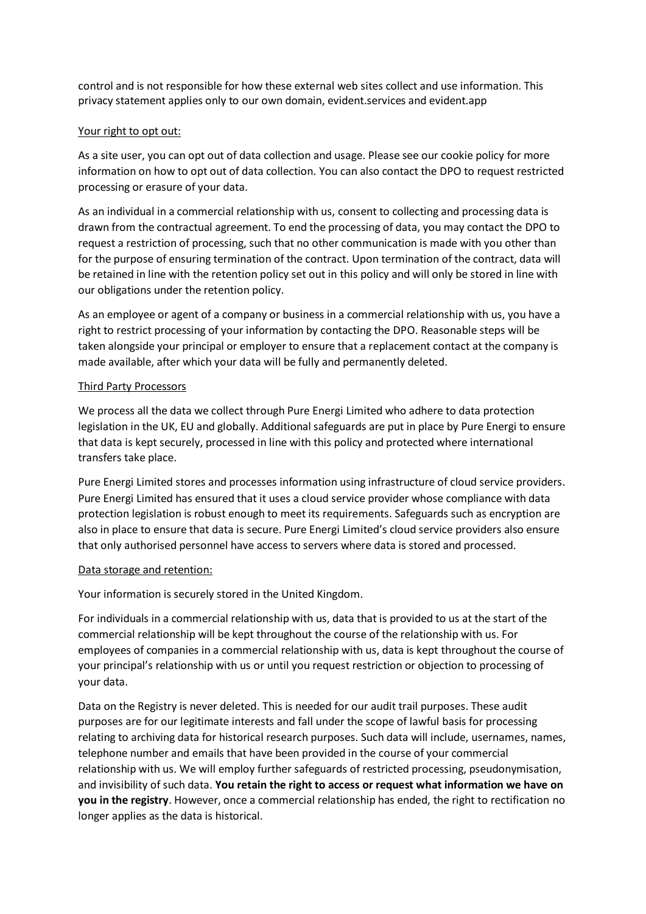control and is not responsible for how these external web sites collect and use information. This privacy statement applies only to our own domain, evident.services and evident.app

<u>Your right to opt out:</u>

As a site user, you can opt out of data collection and usage. Please see our cookie policy for more information on how to opt out of data collection. You can also contact the DPO to request restricted processing or erasure of your data.

As an individual in a commercial relationship with us, consent to collecting and processing data is drawn from the contractual agreement. To end the processing of data, you may contact the DPO to request a restriction of processing, such that no other communication is made with you other than for the purpose of ensuring termination of the contract. Upon termination of the contract, data will be retained in line with the retention policy set out in this policy and will only be stored in line with our obligations under the retention policy.

As an employee or agent of a company or business in a commercial relationship with us, you have a right to restrict processing of your information by contacting the DPO. Reasonable steps will be taken alongside your principal or employer to ensure that a replacement contact at the company is made available, after which your data will be fully and permanently deleted.

<u>Third Party Processors</u>

We process all the data we collect through Pure Energi Limited who adhere to data protection legislation in the UK, EU and globally. Additional safeguards are put in place by Pure Energi to ensure that data is kept securely, processed in line with this policy and protected where international transfers take place.

Pure Energi Limited stores and processes information using infrastructure of cloud service providers. Pure Energi Limited has ensured that it uses a cloud service provider whose compliance with data protection legislation is robust enough to meet its requirements. Safeguards such as encryption are also in place to ensure that data is secure. Pure Energi Limited's cloud service providers also ensure that only authorised personnel have access to servers where data is stored and processed.

<u>Data storage and retention:</u>

Your information is securely stored in the United Kingdom.

For individuals in a commercial relationship with us, data that is provided to us at the start of the commercial relationship will be kept throughout the course of the relationship with us. For employees of companies in a commercial relationship with us, data is kept throughout the course of your principal's relationship with us or until you request restriction or objection to processing of your data.

Data on the Registry is never deleted. This is needed for our audit trail purposes. These audit purposes are for our legitimate interests and fall under the scope of lawful basis for processing relating to archiving data for historical research purposes. Such data will include, usernames, names, telephone number and emails that have been provided in the course of your commercial relationship with us. We will employ further safeguards of restricted processing, pseudonymisation, and invisibility of such data. **You retain the right to access or request what information we have on you in the registry**. However, once a commercial relationship has ended, the right to rectification no longer applies as the data is historical.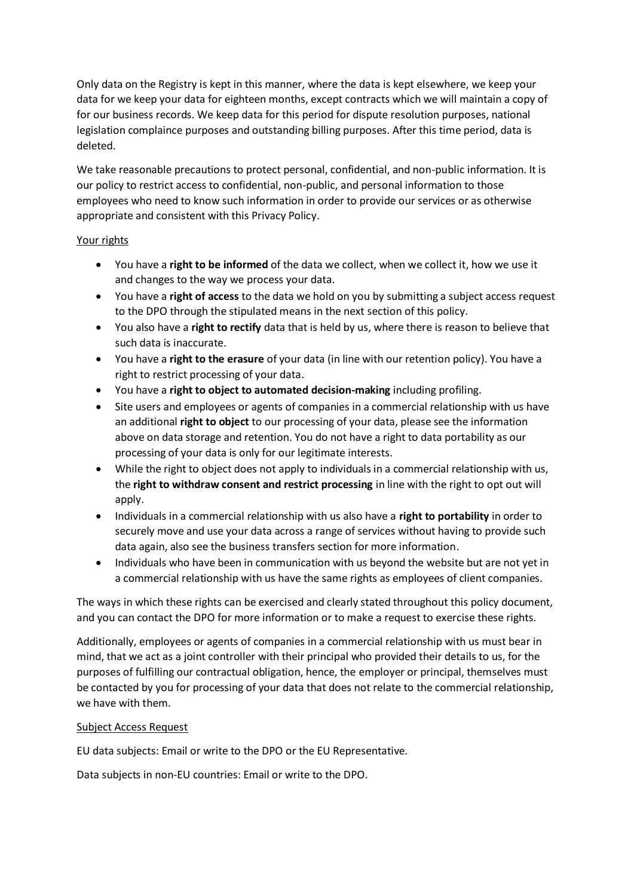Only data on the Registry is kept in this manner, where the data is kept elsewhere, we keep your data for we keep your data for eighteen months, except contracts which we will maintain a copy of for our business records. We keep data for this period for dispute resolution purposes, national legislation complaince purposes and outstanding billing purposes. After this time period, data is deleted.

We take reasonable precautions to protect personal, confidential, and non-public information. It is our policy to restrict access to confidential, non-public, and personal information to those employees who need to know such information in order to provide our services or as otherwise appropriate and consistent with this Privacy Policy.

<u>Your rights</u>

- You have a **right to be informed** of the data we collect, when we collect it, how we use it and changes to the way we process your data.
- You have a **right of access** to the data we hold on you by submitting a subject access request to the DPO through the stipulated means in the next section of this policy.
- You also have a **right to rectify** data that is held by us, where there is reason to believe that such data is inaccurate.
- You have a **right to the erasure** of your data (in line with our retention policy). You have a right to restrict processing of your data.
- You have a **right to object to automated decision-making** including profiling.
- Site users and employees or agents of companies in a commercial relationship with us have an additional **right to object** to our processing of your data, please see the information above on data storage and retention. You do not have a right to data portability as our processing of your data is only for our legitimate interests.
- While the right to object does not apply to individuals in a commercial relationship with us, the **right to withdraw consent and restrict processing** in line with the right to opt out will apply.
- Individuals in a commercial relationship with us also have a **right to portability** in order to securely move and use your data across a range of services without having to provide such data again, also see the business transfers section for more information.
- Individuals who have been in communication with us beyond the website but are not yet in a commercial relationship with us have the same rights as employees of client companies.

The ways in which these rights can be exercised and clearly stated throughout this policy document, and you can contact the DPO for more information or to make a request to exercise these rights.

Additionally, employees or agents of companies in a commercial relationship with us must bear in mind, that we act as a joint controller with their principal who provided their details to us, for the purposes of fulfilling our contractual obligation, hence, the employer or principal, themselves must be contacted by you for processing of your data that does not relate to the commercial relationship, we have with them.

<u>Subject Access Request</u>

EU data subjects: Email or write to the DPO or the EU Representative.

Data subjects in non-EU countries: Email or write to the DPO.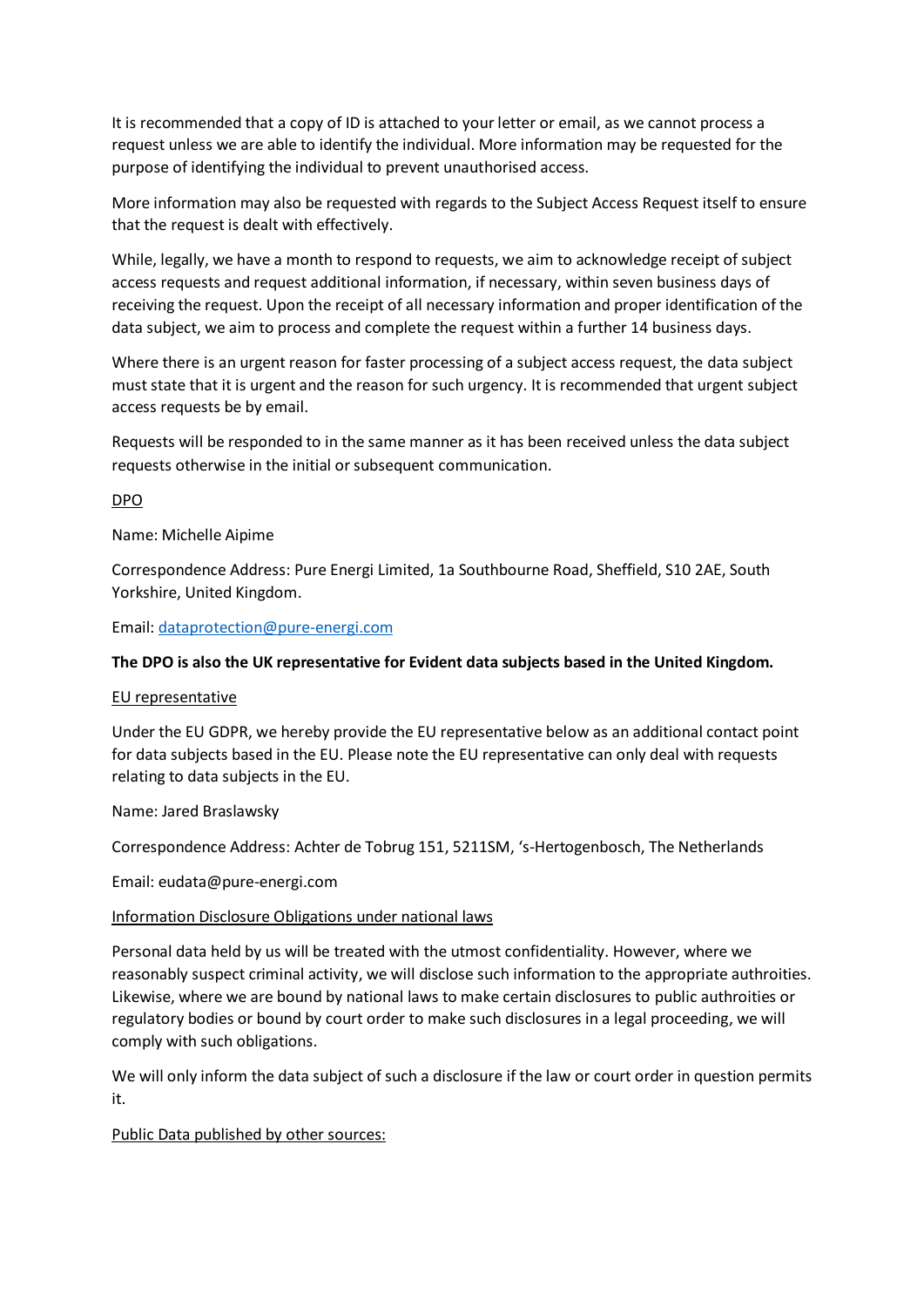It is recommended that a copy of ID is attached to your letter or email, as we cannot process a request unless we are able to identify the individual. More information may be requested for the purpose of identifying the individual to prevent unauthorised access.

More information may also be requested with regards to the Subject Access Request itself to ensure that the request is dealt with effectively.

While, legally, we have a month to respond to requests, we aim to acknowledge receipt of subject access requests and request additional information, if necessary, within seven business days of receiving the request. Upon the receipt of all necessary information and proper identification of the data subject, we aim to process and complete the request within a further 14 business days.

Where there is an urgent reason for faster processing of a subject access request, the data subject must state that it is urgent and the reason for such urgency. It is recommended that urgent subject access requests be by email.

Requests will be responded to in the same manner as it has been received unless the data subject requests otherwise in the initial or subsequent communication.

<u>DPO</u>

Name: Michelle Aipime

Correspondence Address: Pure Energi Limited, 1a Southbourne Road, Sheffield, S10 2AE, South Yorkshire, United Kingdom.

Email: [dataprotection@pure-energi.com](mailto:dataprotection@pure-energi.com)

**The DPO is also the UK representative for Evident data subjects based in the United Kingdom.**

<u>EU representative</u>

Under the EU GDPR, we hereby provide the EU representative below as an additional contact point for data subjects based in the EU. Please note the EU representative can only deal with requests relating to data subjects in the EU.

Name: Jared Braslawsky

Correspondence Address: Achter de Tobrug 151, 5211SM, 's-Hertogenbosch, The Netherlands

Email: eudata@pure-energi.com

<u>Information Disclosure Obligations under national laws</u>

Personal data held by us will be treated with the utmost confidentiality. However, where we reasonably suspect criminal activity, we will disclose such information to the appropriate authroities. Likewise, where we are bound by national laws to make certain disclosures to public authroities or regulatory bodies or bound by court order to make such disclosures in a legal proceeding, we will comply with such obligations.

We will only inform the data subject of such a disclosure if the law or court order in question permits it.

<u>Public Data published by other sources:</u>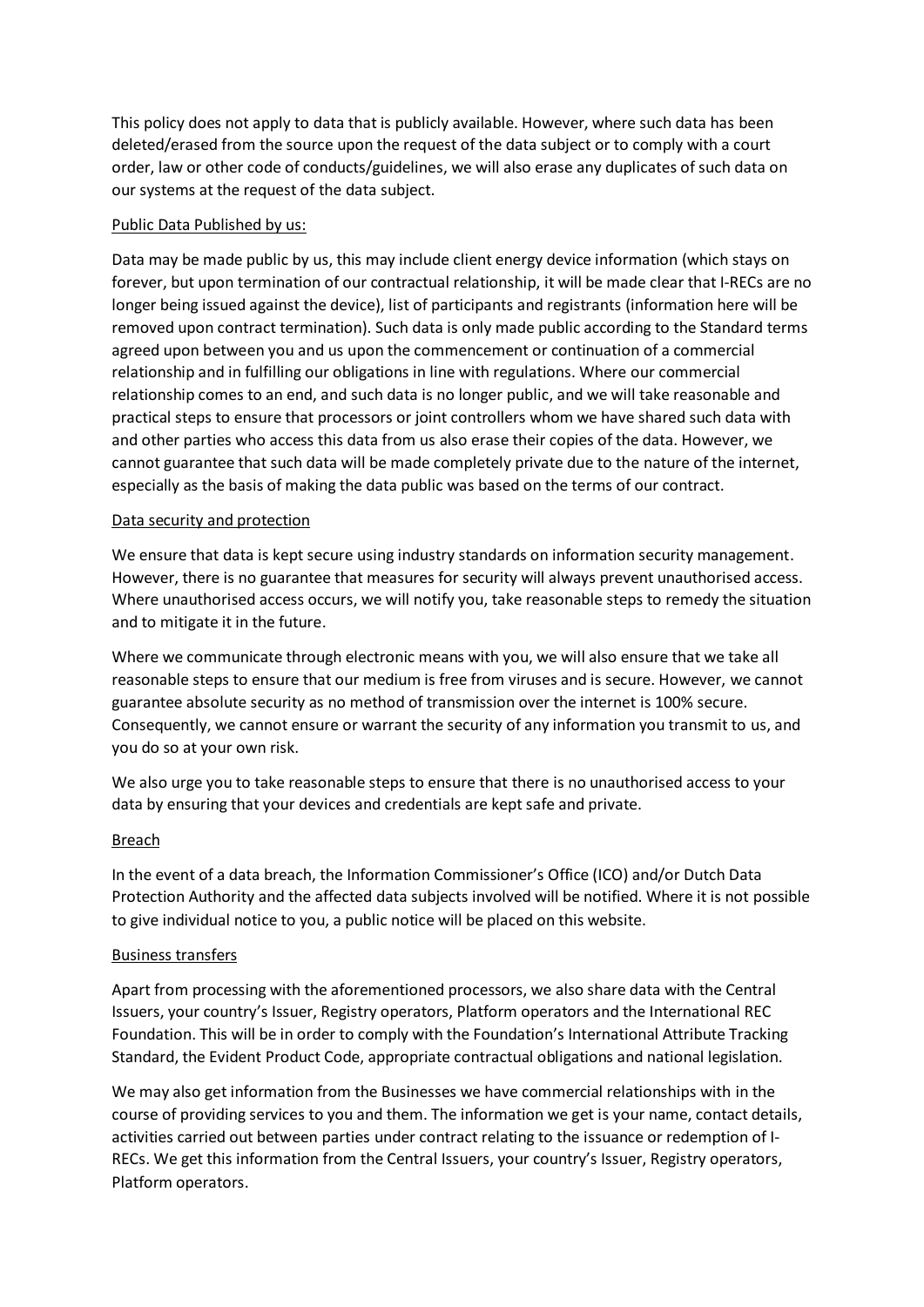This policy does not apply to data that is publicly available. However, where such data has been deleted/erased from the source upon the request of the data subject or to comply with a court order, law or other code of conducts/guidelines, we will also erase any duplicates of such data on our systems at the request of the data subject.

<u>Public Data Published by us:</u>

Data may be made public by us, this may include client energy device information (which stays on forever, but upon termination of our contractual relationship, it will be made clear that I-RECs are no longer being issued against the device), list of participants and registrants (information here will be removed upon contract termination). Such data is only made public according to the Standard terms agreed upon between you and us upon the commencement or continuation of a commercial relationship and in fulfilling our obligations in line with regulations. Where our commercial relationship comes to an end, and such data is no longer public, and we will take reasonable and practical steps to ensure that processors or joint controllers whom we have shared such data with and other parties who access this data from us also erase their copies of the data. However, we cannot guarantee that such data will be made completely private due to the nature of the internet, especially as the basis of making the data public was based on the terms of our contract.

<u>Data security and protection</u>

We ensure that data is kept secure using industry standards on information security management. However, there is no guarantee that measures for security will always prevent unauthorised access. Where unauthorised access occurs, we will notify you, take reasonable steps to remedy the situation and to mitigate it in the future.

Where we communicate through electronic means with you, we will also ensure that we take all reasonable steps to ensure that our medium is free from viruses and is secure. However, we cannot guarantee absolute security as no method of transmission over the internet is 100% secure. Consequently, we cannot ensure or warrant the security of any information you transmit to us, and you do so at your own risk.

We also urge you to take reasonable steps to ensure that there is no unauthorised access to your data by ensuring that your devices and credentials are kept safe and private.

<u>Breach</u>

In the event of a data breach, the Information Commissioner's Office (ICO) and/or Dutch Data Protection Authority and the affected data subjects involved will be notified. Where it is not possible to give individual notice to you, a public notice will be placed on this website.

<u>Business transfers</u>

Apart from processing with the aforementioned processors, we also share data with the Central Issuers, your country's Issuer, Registry operators, Platform operators and the International REC Foundation. This will be in order to comply with the Foundation's International Attribute Tracking Standard, the Evident Product Code, appropriate contractual obligations and national legislation.

We may also get information from the Businesses we have commercial relationships with in the course of providing services to you and them. The information we get is your name, contact details, activities carried out between parties under contract relating to the issuance or redemption of I-RECs. We get this information from the Central Issuers, your country's Issuer, Registry operators, Platform operators.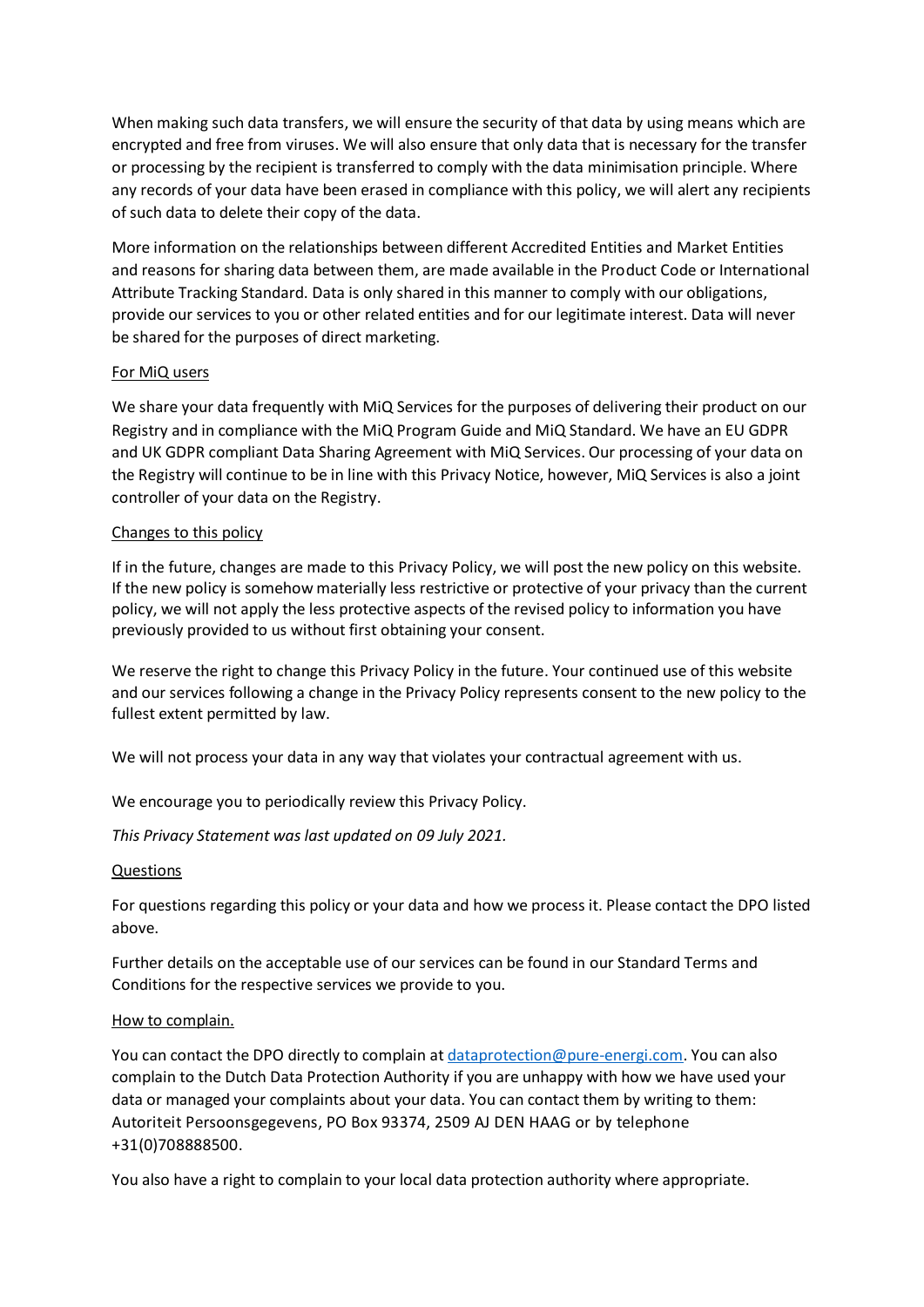When making such data transfers, we will ensure the security of that data by using means which are encrypted and free from viruses. We will also ensure that only data that is necessary for the transfer or processing by the recipient is transferred to comply with the data minimisation principle. Where any records of your data have been erased in compliance with this policy, we will alert any recipients of such data to delete their copy of the data.

More information on the relationships between different Accredited Entities and Market Entities and reasons for sharing data between them, are made available in the Product Code or International Attribute Tracking Standard. Data is only shared in this manner to comply with our obligations, provide our services to you or other related entities and for our legitimate interest. Data will never be shared for the purposes of direct marketing.

## For MiQ users

We share your data frequently with MiQ Services for the purposes of delivering their product on our Registry and in compliance with the MiQ Program Guide and MiQ Standard. We have an EU GDPR and UK GDPR compliant Data Sharing Agreement with MiQ Services. Our processing of your data on the Registry will continue to be in line with this Privacy Notice, however, MiQ Services is also a joint controller of your data on the Registry.

## Changes to this policy

If in the future, changes are made to this Privacy Policy, we will post the new policy on this website. If the new policy is somehow materially less restrictive or protective of your privacy than the current policy, we will not apply the less protective aspects of the revised policy to information you have previously provided to us without first obtaining your consent.

We reserve the right to change this Privacy Policy in the future. Your continued use of this website and our services following a change in the Privacy Policy represents consent to the new policy to the fullest extent permitted by law.

We will not process your data in any way that violates your contractual agreement with us.

We encourage you to periodically review this Privacy Policy.

*This Privacy Statement was last updated on 09 July 2021.*

## Questions

For questions regarding this policy or your data and how we process it. Please contact the DPO listed above.

Further details on the acceptable use of our services can be found in our Standard Terms and Conditions for the respective services we provide to you.

## How to complain.

You can contact the DPO directly to complain at dataprotection@pure-energi.com. You can also complain to the Dutch Data Protection Authority if you are unhappy with how we have used your data or managed your complaints about your data. You can contact them by writing to them: Autoriteit Persoonsgegevens, PO Box 93374, 2509 AJ DEN HAAG or by telephone +31(0)708888500.

You also have a right to complain to your local data protection authority where appropriate.